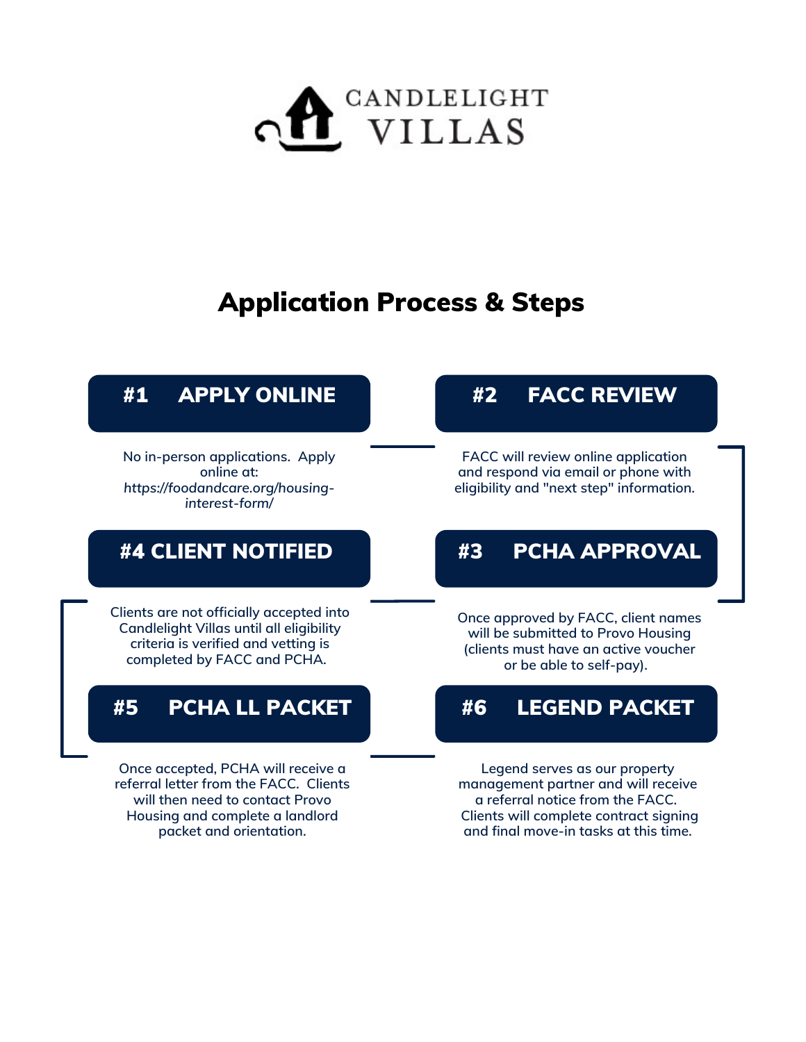# CANDLELIGHT VILLAS

## Application Process & Steps

### #1 APPLY ONLINE

No in-person applications. Apply online at: *https://foodandcare.org/housing-interest-form/*

### #2 FACC REVIEW

FACC will review online application and respond via email or phone with eligibility and "next step" information.

### #3 PCHA APPROVAL

Once approved by FACC, client names will be submitted to Provo Housing (clients must have an active voucher or be able to self-pay).

### #4 CLIENT NOTIFIED

Clients are not officially accepted into Candlelight Villas until all eligibility criteria is verified and vetting is completed by FACC and PCHA.

### #5 PCHA LL PACKET

Once accepted, PCHA will receive a referral letter from the FACC. Clients will then need to contact Provo Housing and complete a landlord packet and orientation.

### #6 LEGEND PACKET

Legend serves as our property management partner and will receive a referral notice from the FACC. Clients will complete contract signing and final move-in tasks at this time.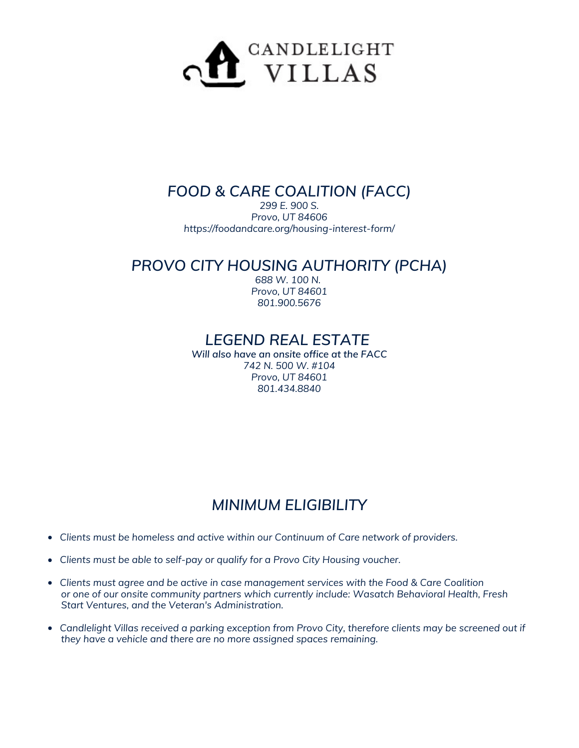CANDLELIGHT VILLAS

## *FOOD & CARE COALITION (FACC)*

*299 E. 900 S.*
*Provo, UT 84606*
*https://foodandcare.org/housing-interest-form/*

## *PROVO CITY HOUSING AUTHORITY (PCHA)*

*688 W. 100 N.*
*Provo, UT 84601*
*801.900.5676*

## *LEGEND REAL ESTATE*

***Will also have an onsite office at the FACC***
*742 N. 500 W. #104*
*Provo, UT 84601*
*801.434.8840*

## *MINIMUM ELIGIBILITY*

- *Clients must be homeless and active within our Continuum of Care network of providers.*
- *Clients must be able to self-pay or qualify for a Provo City Housing voucher.*
- *Clients must agree and be active in case management services with the Food & Care Coalition or one of our onsite community partners which currently include: Wasatch Behavioral Health, Fresh Start Ventures, and the Veteran's Administration.*
- *Candlelight Villas received a parking exception from Provo City, therefore clients may be screened out if they have a vehicle and there are no more assigned spaces remaining.*